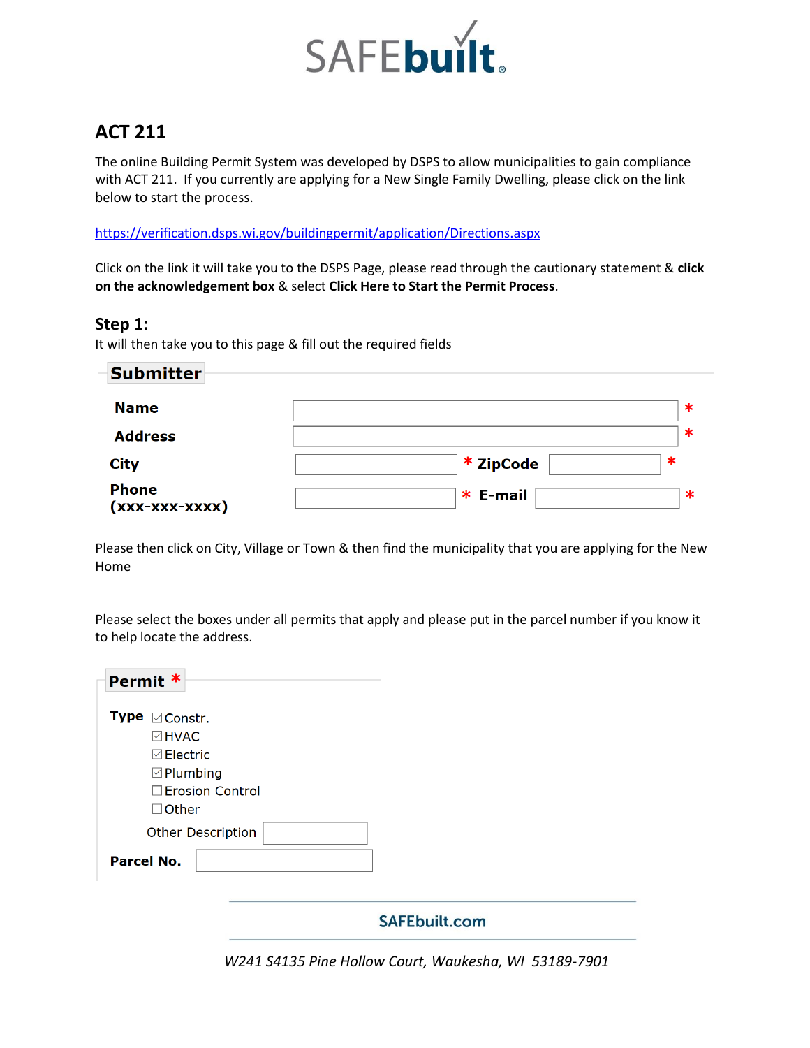SAFEbuilt

## ACT 211

The online Building Permit System was developed by DSPS to allow municipalities to gain compliance with ACT 211. If you currently are applying for a New Single Family Dwelling, please click on the link below to start the process.

https://verification.dsps.wi.gov/buildingpermit/application/Directions.aspx

Click on the link it will take you to the DSPS Page, please read through the cautionary statement & **click on the acknowledgement box** & select **Click Here to Start the Permit Process**.

### Step 1:

It will then take you to this page & fill out the required fields

**Submitter**

| | | | |
|---|---|---|---|
| **Name** | * | | |
| **Address** | * | | |
| **City** | * | **ZipCode** | * |
| **Phone (xxx-xxx-xxxx)** | * | **E-mail** | * |

Please then click on City, Village or Town & then find the municipality that you are applying for the New Home

Please select the boxes under all permits that apply and please put in the parcel number if you know it to help locate the address.

**Permit** *

**Type**
- ☑ Constr.
- ☑ HVAC
- ☑ Electric
- ☑ Plumbing
- ☐ Erosion Control
- ☐ Other

Other Description

**Parcel No.**

SAFEbuilt.com

*W241 S4135 Pine Hollow Court, Waukesha, WI 53189-7901*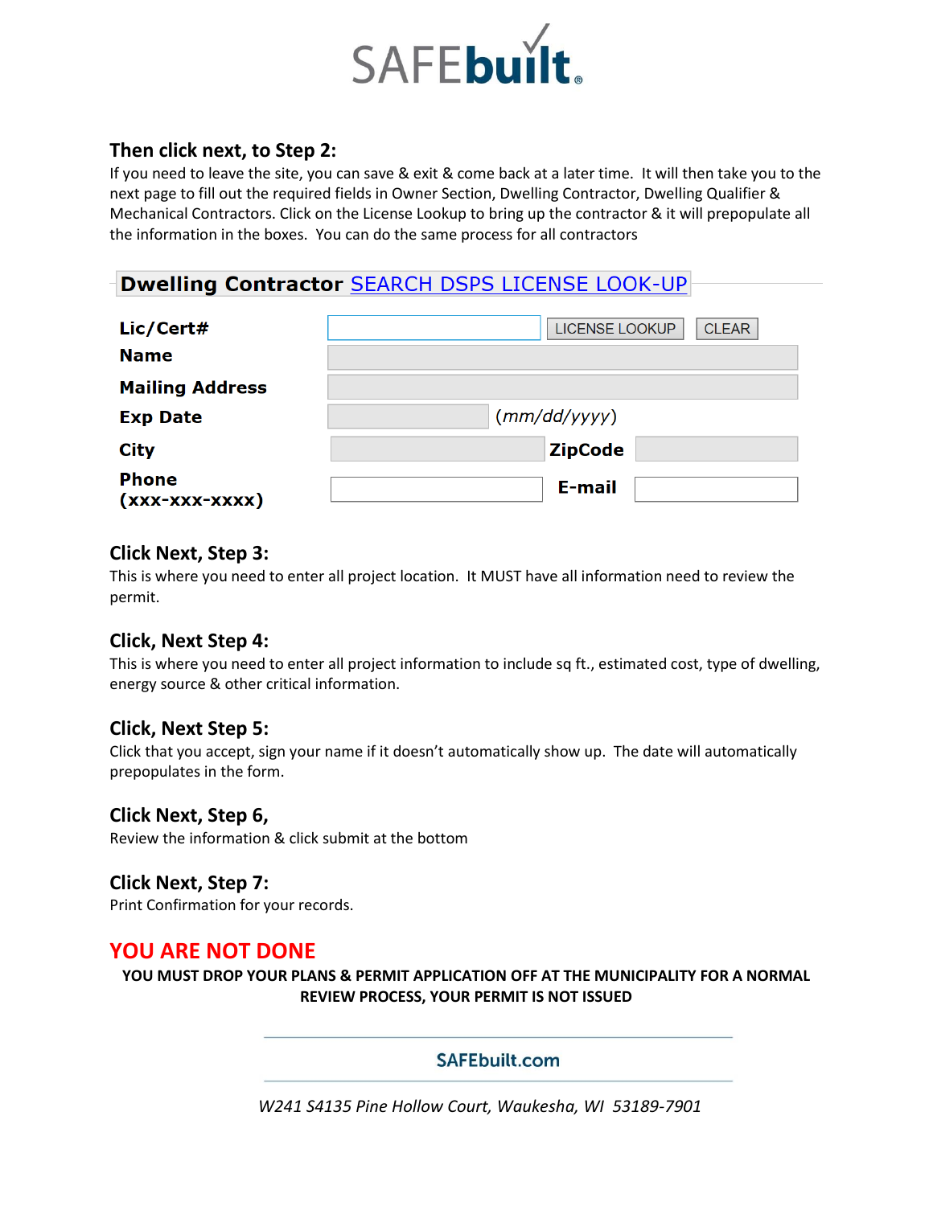SAFEbuilt

### Then click next, to Step 2:

If you need to leave the site, you can save & exit & come back at a later time. It will then take you to the next page to fill out the required fields in Owner Section, Dwelling Contractor, Dwelling Qualifier & Mechanical Contractors. Click on the License Lookup to bring up the contractor & it will prepopulate all the information in the boxes. You can do the same process for all contractors

**Dwelling Contractor** SEARCH DSPS LICENSE LOOK-UP

| | | | |
|---|---|---|---|
| **Lic/Cert#** | LICENSE LOOKUP CLEAR | | |
| **Name** | | | |
| **Mailing Address** | | | |
| **Exp Date** | *(mm/dd/yyyy)* | | |
| **City** | | **ZipCode** | |
| **Phone (xxx-xxx-xxxx)** | | **E-mail** | |

### Click Next, Step 3:

This is where you need to enter all project location. It MUST have all information need to review the permit.

### Click, Next Step 4:

This is where you need to enter all project information to include sq ft., estimated cost, type of dwelling, energy source & other critical information.

### Click, Next Step 5:

Click that you accept, sign your name if it doesn't automatically show up. The date will automatically prepopulates in the form.

### Click Next, Step 6,

Review the information & click submit at the bottom

### Click Next, Step 7:

Print Confirmation for your records.

## YOU ARE NOT DONE

**YOU MUST DROP YOUR PLANS & PERMIT APPLICATION OFF AT THE MUNICIPALITY FOR A NORMAL REVIEW PROCESS, YOUR PERMIT IS NOT ISSUED**

SAFEbuilt.com

*W241 S4135 Pine Hollow Court, Waukesha, WI 53189-7901*